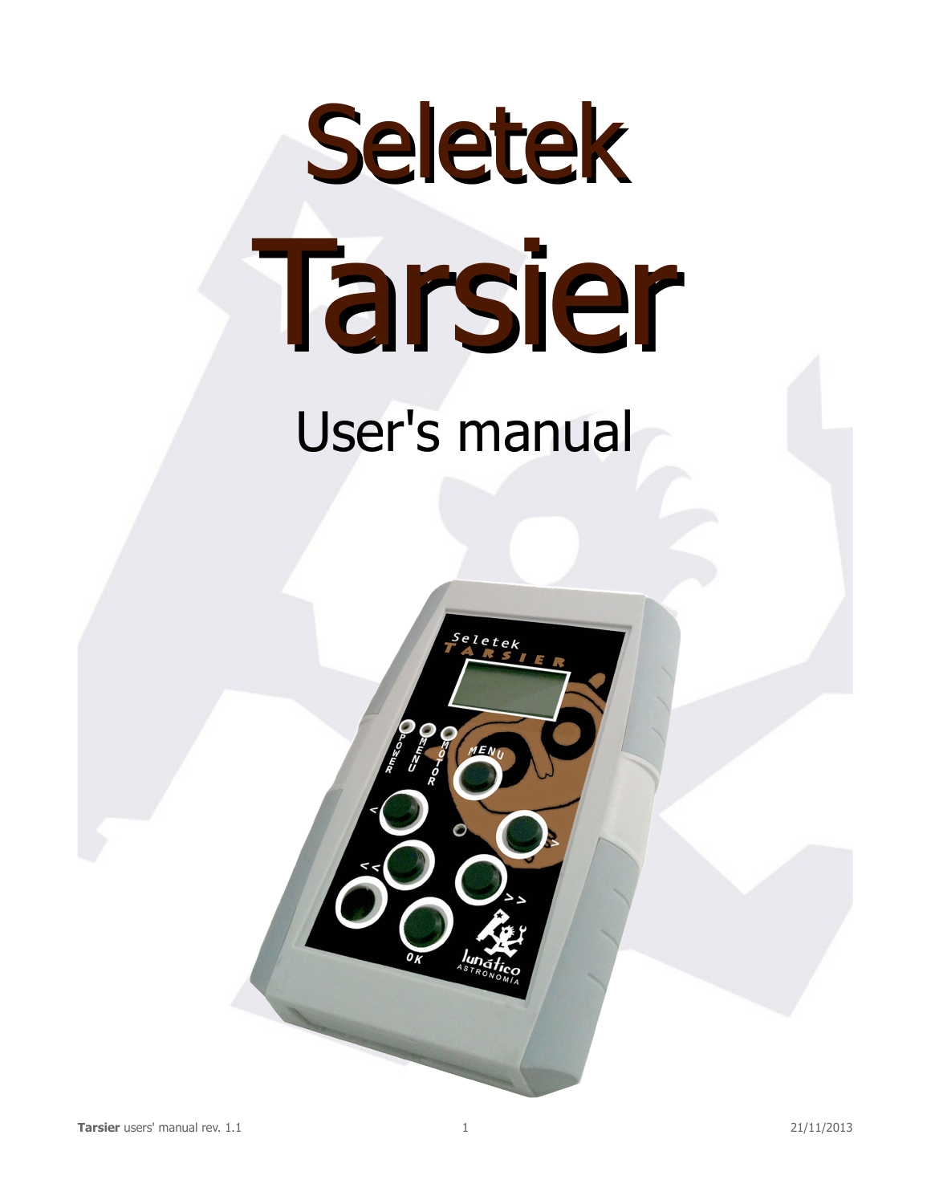# Seletek

# Tarsier

## User's manual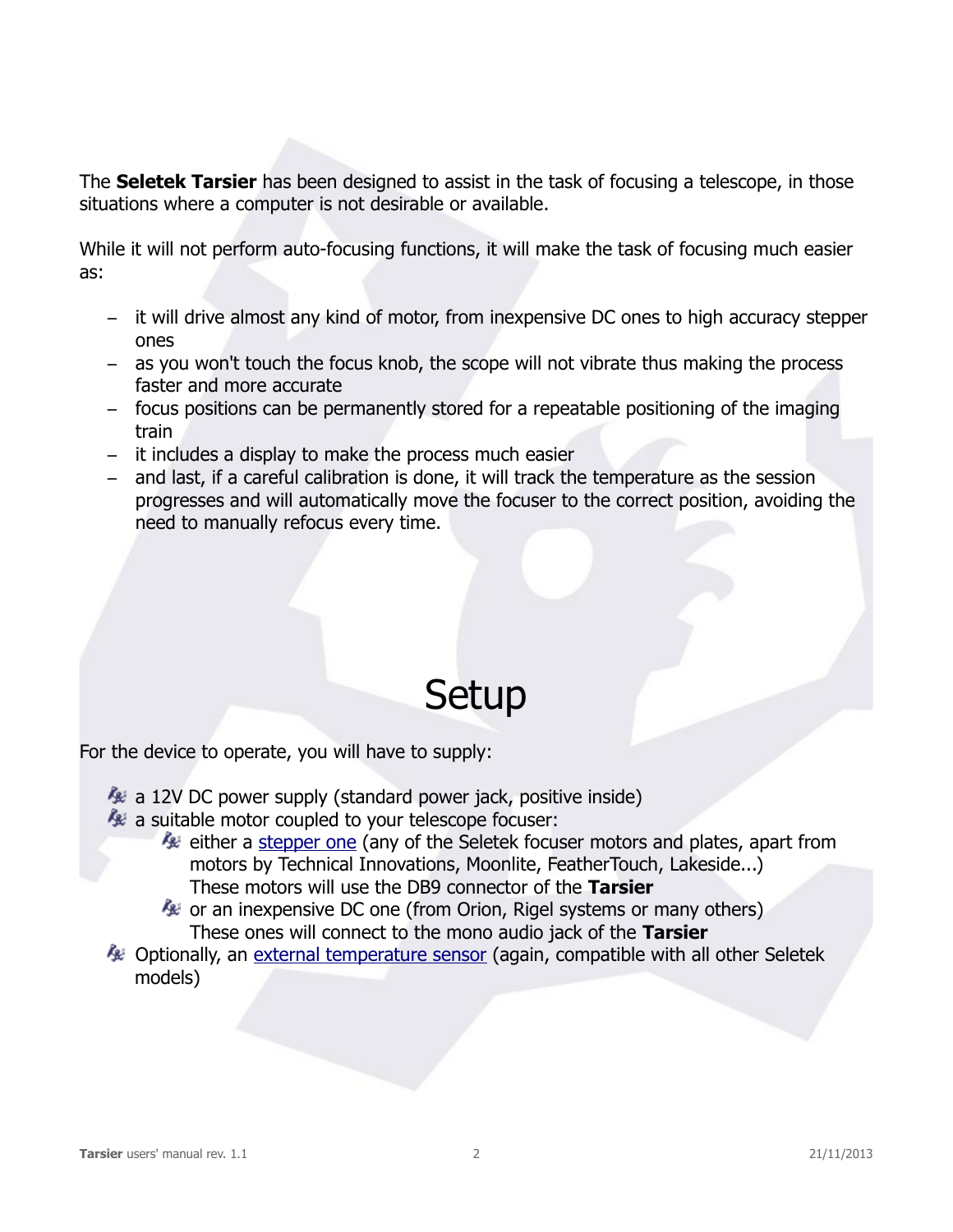The **Seletek Tarsier** has been designed to assist in the task of focusing a telescope, in those situations where a computer is not desirable or available.

While it will not perform auto-focusing functions, it will make the task of focusing much easier as:

- it will drive almost any kind of motor, from inexpensive DC ones to high accuracy stepper ones
- as you won't touch the focus knob, the scope will not vibrate thus making the process faster and more accurate
- focus positions can be permanently stored for a repeatable positioning of the imaging train
- it includes a display to make the process much easier
- and last, if a careful calibration is done, it will track the temperature as the session progresses and will automatically move the focuser to the correct position, avoiding the need to manually refocus every time.

# Setup

For the device to operate, you will have to supply:

- a 12V DC power supply (standard power jack, positive inside)
- a suitable motor coupled to your telescope focuser:
  - either a stepper one (any of the Seletek focuser motors and plates, apart from motors by Technical Innovations, Moonlite, FeatherTouch, Lakeside...)
    These motors will use the DB9 connector of the **Tarsier**
  - or an inexpensive DC one (from Orion, Rigel systems or many others)
    These ones will connect to the mono audio jack of the **Tarsier**
- Optionally, an external temperature sensor (again, compatible with all other Seletek models)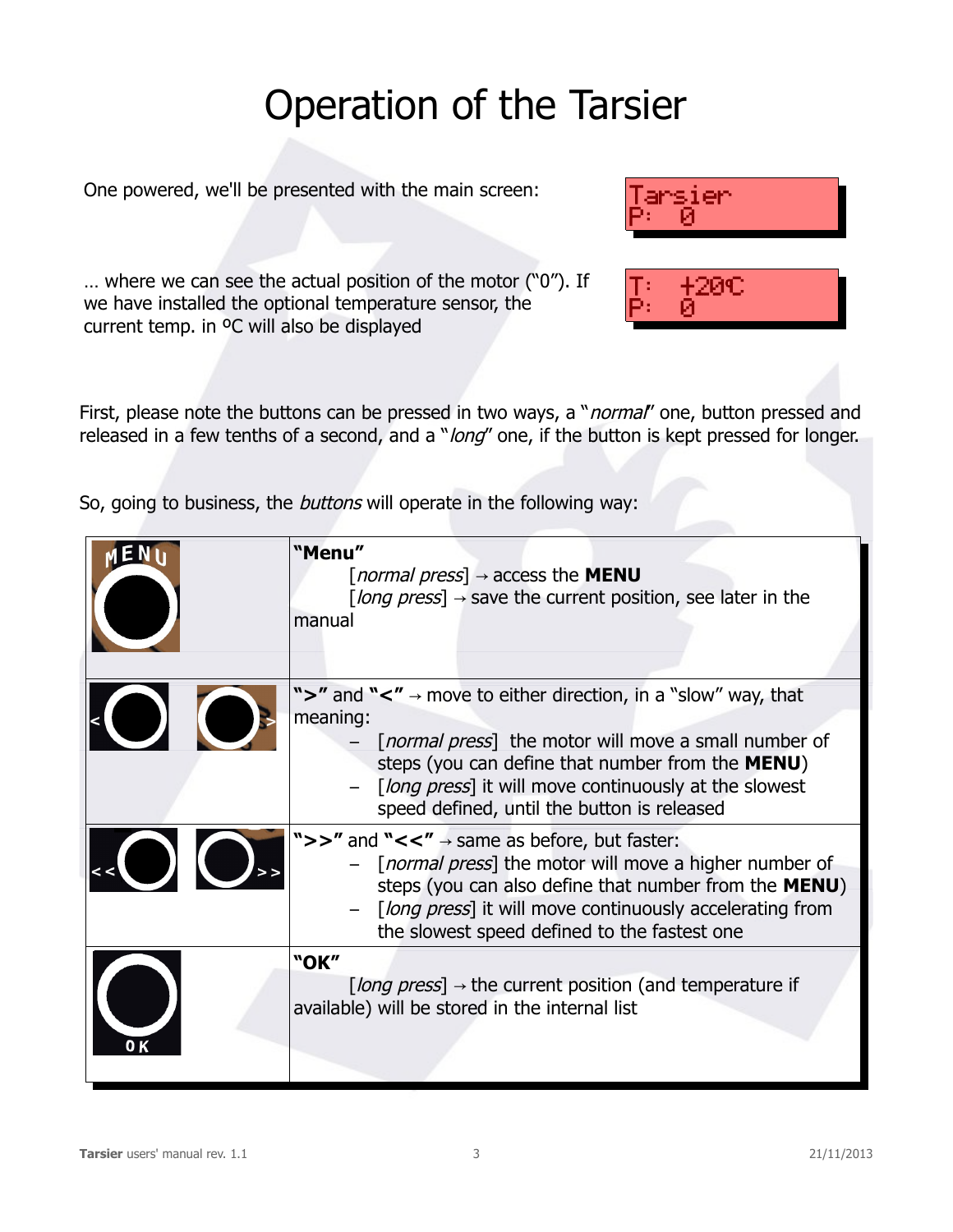# Operation of the Tarsier

One powered, we'll be presented with the main screen:

```
Tarsier
P:  0
```

… where we can see the actual position of the motor ("0"). If we have installed the optional temperature sensor, the current temp. in ºC will also be displayed

```
T:  +20ºC
P:  0
```

First, please note the buttons can be pressed in two ways, a "*normal*" one, button pressed and released in a few tenths of a second, and a "*long*" one, if the button is kept pressed for longer.

So, going to business, the *buttons* will operate in the following way:

| Button | Operation |
|---|---|
| MENU | **"Menu"**<br>[*normal press*] → access the **MENU**<br>[*long press*] → save the current position, see later in the manual |
| < &nbsp; > | **">"** and **"<"** → move to either direction, in a "slow" way, that meaning:<br>– [*normal press*] the motor will move a small number of steps (you can define that number from the **MENU**)<br>– [*long press*] it will move continuously at the slowest speed defined, until the button is released |
| << &nbsp; >> | **">>"** and **"<<"** → same as before, but faster:<br>– [*normal press*] the motor will move a higher number of steps (you can also define that number from the **MENU**)<br>– [*long press*] it will move continuously accelerating from the slowest speed defined to the fastest one |
| OK | **"OK"**<br>[*long press*] → the current position (and temperature if available) will be stored in the internal list |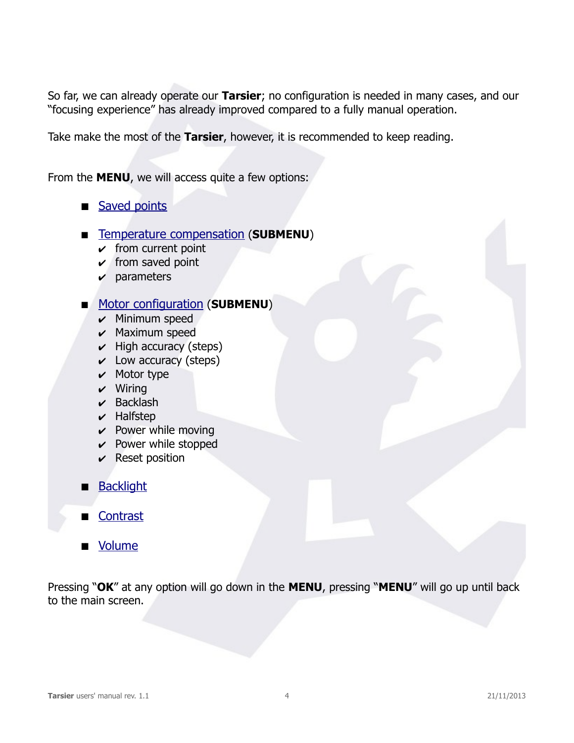So far, we can already operate our **Tarsier**; no configuration is needed in many cases, and our "focusing experience" has already improved compared to a fully manual operation.

Take make the most of the **Tarsier**, however, it is recommended to keep reading.

From the **MENU**, we will access quite a few options:

- Saved points
- Temperature compensation (**SUBMENU**)
  - ✔ from current point
  - ✔ from saved point
  - ✔ parameters
- Motor configuration (**SUBMENU**)
  - ✔ Minimum speed
  - ✔ Maximum speed
  - ✔ High accuracy (steps)
  - ✔ Low accuracy (steps)
  - ✔ Motor type
  - ✔ Wiring
  - ✔ Backlash
  - ✔ Halfstep
  - ✔ Power while moving
  - ✔ Power while stopped
  - ✔ Reset position
- Backlight
- Contrast
- Volume

Pressing "**OK**" at any option will go down in the **MENU**, pressing "**MENU**" will go up until back to the main screen.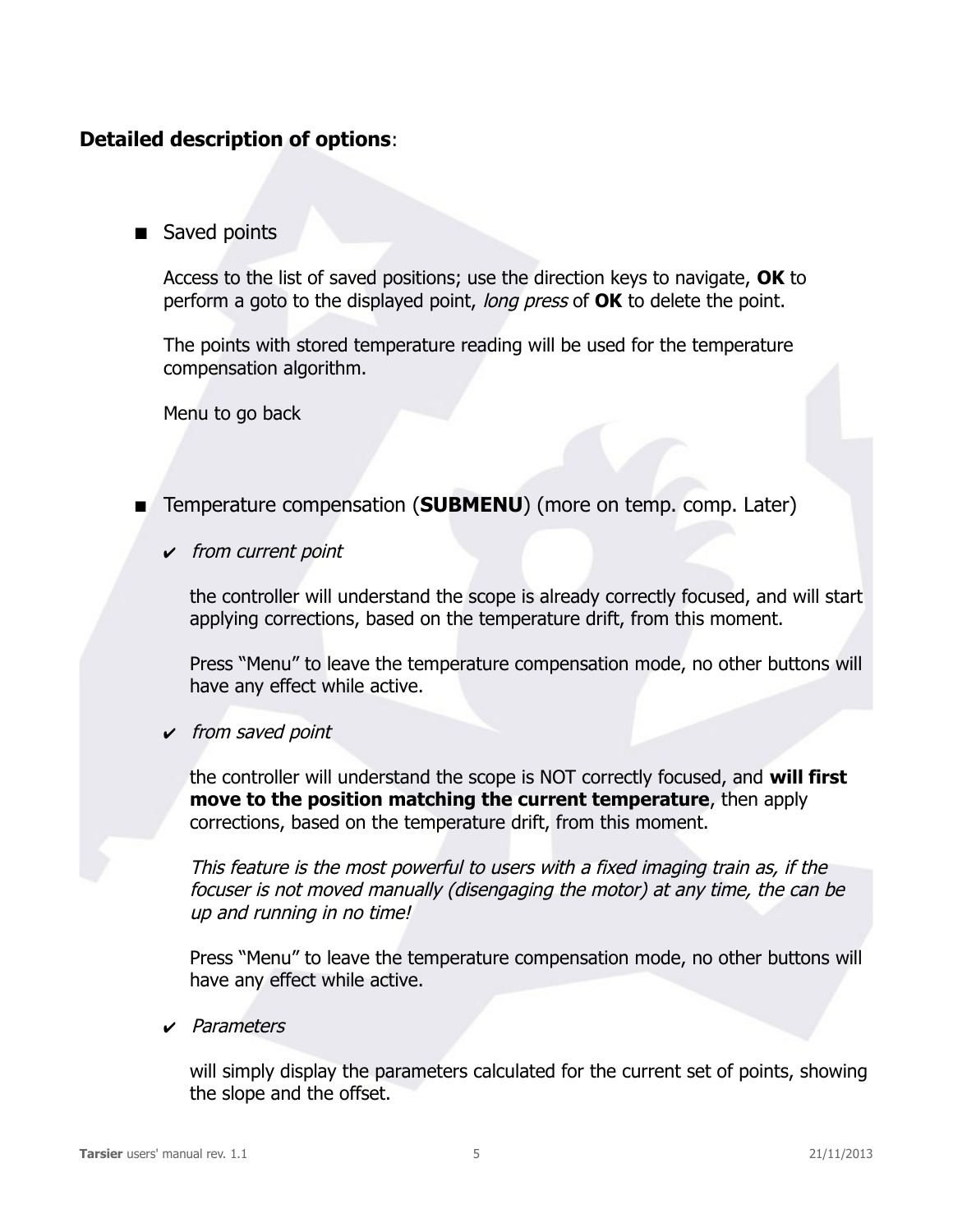**Detailed description of options**:

- Saved points

  Access to the list of saved positions; use the direction keys to navigate, **OK** to perform a goto to the displayed point, *long press* of **OK** to delete the point.

  The points with stored temperature reading will be used for the temperature compensation algorithm.

  Menu to go back

- Temperature compensation (**SUBMENU**) (more on temp. comp. Later)

  - ✔ *from current point*

    the controller will understand the scope is already correctly focused, and will start applying corrections, based on the temperature drift, from this moment.

    Press “Menu” to leave the temperature compensation mode, no other buttons will have any effect while active.

  - ✔ *from saved point*

    the controller will understand the scope is NOT correctly focused, and **will first move to the position matching the current temperature**, then apply corrections, based on the temperature drift, from this moment.

    *This feature is the most powerful to users with a fixed imaging train as, if the focuser is not moved manually (disengaging the motor) at any time, the can be up and running in no time!*

    Press “Menu” to leave the temperature compensation mode, no other buttons will have any effect while active.

  - ✔ *Parameters*

    will simply display the parameters calculated for the current set of points, showing the slope and the offset.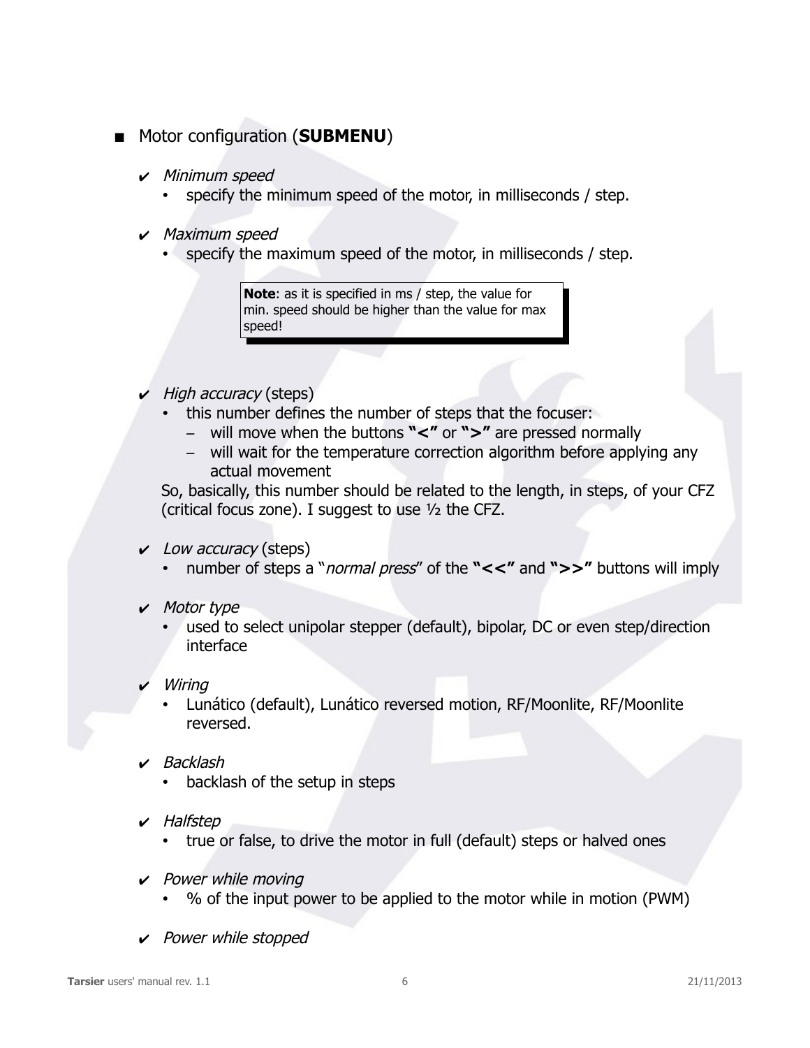- Motor configuration (**SUBMENU**)

  - *Minimum speed*
    - specify the minimum speed of the motor, in milliseconds / step.

  - *Maximum speed*
    - specify the maximum speed of the motor, in milliseconds / step.

> **Note**: as it is specified in ms / step, the value for min. speed should be higher than the value for max speed!

  - *High accuracy* (steps)
    - this number defines the number of steps that the focuser:
      - will move when the buttons **"<"** or **">"** are pressed normally
      - will wait for the temperature correction algorithm before applying any actual movement

    So, basically, this number should be related to the length, in steps, of your CFZ (critical focus zone). I suggest to use ½ the CFZ.

  - *Low accuracy* (steps)
    - number of steps a "*normal press*" of the **"<<"** and **">>"** buttons will imply

  - *Motor type*
    - used to select unipolar stepper (default), bipolar, DC or even step/direction interface

  - *Wiring*
    - Lunático (default), Lunático reversed motion, RF/Moonlite, RF/Moonlite reversed.

  - *Backlash*
    - backlash of the setup in steps

  - *Halfstep*
    - true or false, to drive the motor in full (default) steps or halved ones

  - *Power while moving*
    - % of the input power to be applied to the motor while in motion (PWM)

  - *Power while stopped*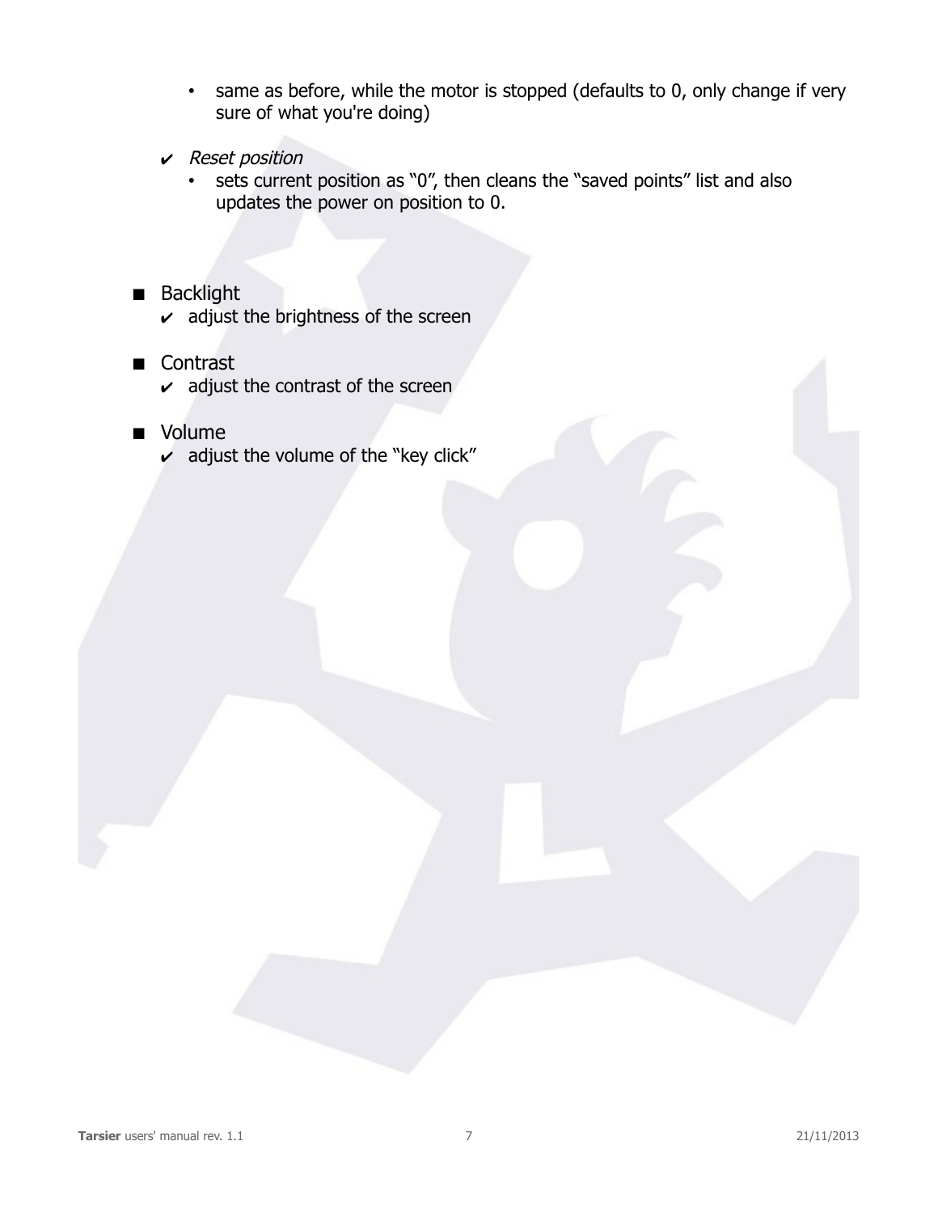- same as before, while the motor is stopped (defaults to 0, only change if very sure of what you're doing)
  - ✔ *Reset position*
      - sets current position as "0", then cleans the "saved points" list and also updates the power on position to 0.

- Backlight
  - ✔ adjust the brightness of the screen
- Contrast
  - ✔ adjust the contrast of the screen
- Volume
  - ✔ adjust the volume of the "key click"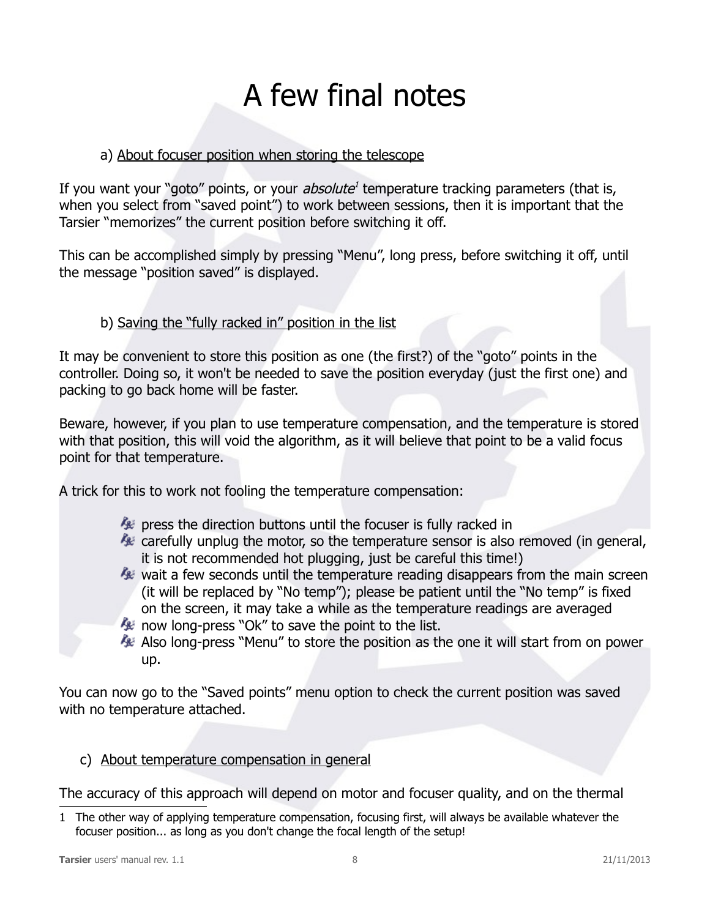# A few final notes

a) About focuser position when storing the telescope

If you want your "goto" points, or your *absolute*[1] temperature tracking parameters (that is, when you select from "saved point") to work between sessions, then it is important that the Tarsier "memorizes" the current position before switching it off.

This can be accomplished simply by pressing "Menu", long press, before switching it off, until the message "position saved" is displayed.

b) Saving the "fully racked in" position in the list

It may be convenient to store this position as one (the first?) of the "goto" points in the controller. Doing so, it won't be needed to save the position everyday (just the first one) and packing to go back home will be faster.

Beware, however, if you plan to use temperature compensation, and the temperature is stored with that position, this will void the algorithm, as it will believe that point to be a valid focus point for that temperature.

A trick for this to work not fooling the temperature compensation:

- press the direction buttons until the focuser is fully racked in
- carefully unplug the motor, so the temperature sensor is also removed (in general, it is not recommended hot plugging, just be careful this time!)
- wait a few seconds until the temperature reading disappears from the main screen (it will be replaced by "No temp"); please be patient until the "No temp" is fixed on the screen, it may take a while as the temperature readings are averaged
- now long-press "Ok" to save the point to the list.
- Also long-press "Menu" to store the position as the one it will start from on power up.

You can now go to the "Saved points" menu option to check the current position was saved with no temperature attached.

c) About temperature compensation in general

The accuracy of this approach will depend on motor and focuser quality, and on the thermal

1 The other way of applying temperature compensation, focusing first, will always be available whatever the focuser position... as long as you don't change the focal length of the setup!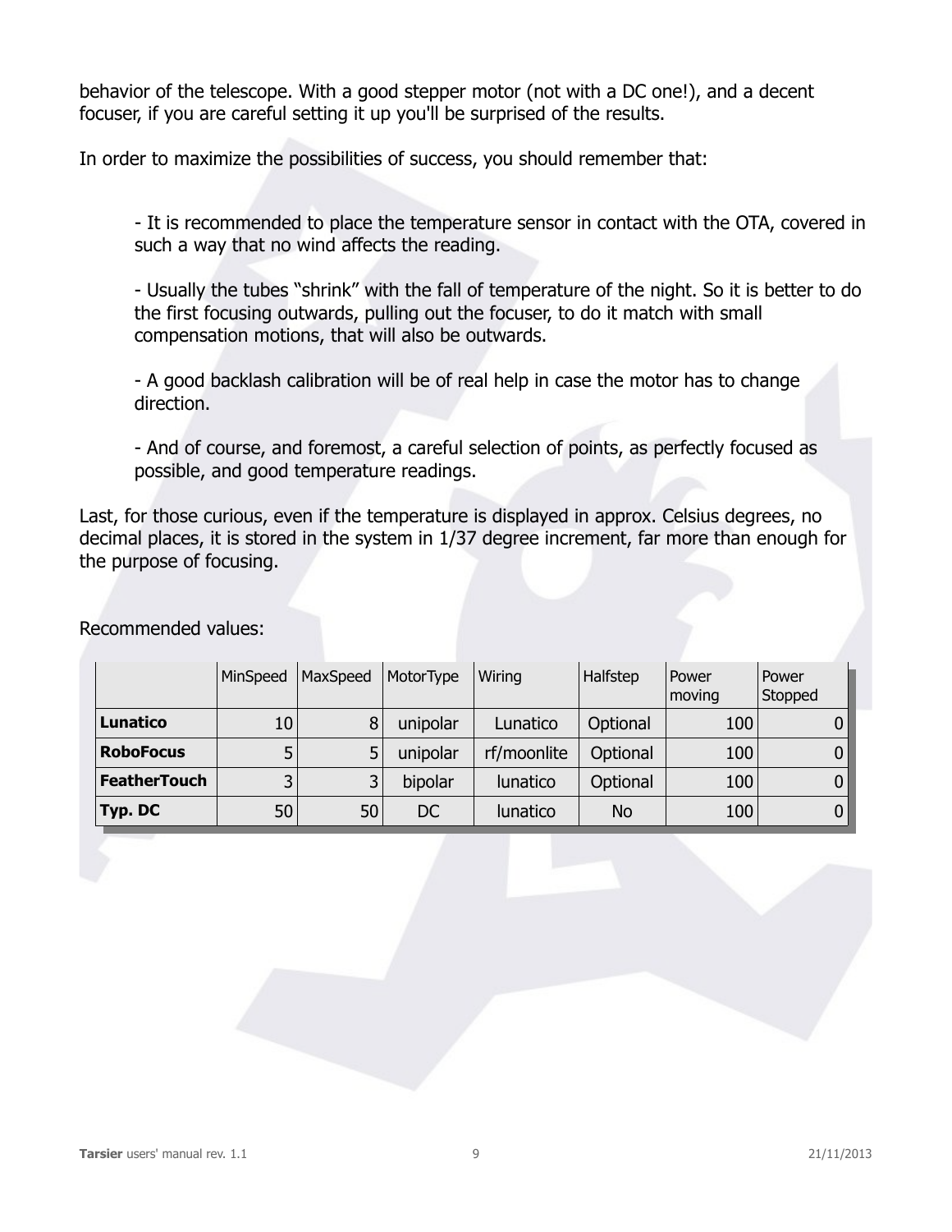behavior of the telescope. With a good stepper motor (not with a DC one!), and a decent focuser, if you are careful setting it up you'll be surprised of the results.

In order to maximize the possibilities of success, you should remember that:

- It is recommended to place the temperature sensor in contact with the OTA, covered in such a way that no wind affects the reading.

- Usually the tubes “shrink” with the fall of temperature of the night. So it is better to do the first focusing outwards, pulling out the focuser, to do it match with small compensation motions, that will also be outwards.

- A good backlash calibration will be of real help in case the motor has to change direction.

- And of course, and foremost, a careful selection of points, as perfectly focused as possible, and good temperature readings.

Last, for those curious, even if the temperature is displayed in approx. Celsius degrees, no decimal places, it is stored in the system in 1/37 degree increment, far more than enough for the purpose of focusing.

Recommended values:

| | MinSpeed | MaxSpeed | MotorType | Wiring | Halfstep | Power moving | Power Stopped |
|---|---|---|---|---|---|---|---|
| **Lunatico** | 10 | 8 | unipolar | Lunatico | Optional | 100 | 0 |
| **RoboFocus** | 5 | 5 | unipolar | rf/moonlite | Optional | 100 | 0 |
| **FeatherTouch** | 3 | 3 | bipolar | lunatico | Optional | 100 | 0 |
| **Typ. DC** | 50 | 50 | DC | lunatico | No | 100 | 0 |